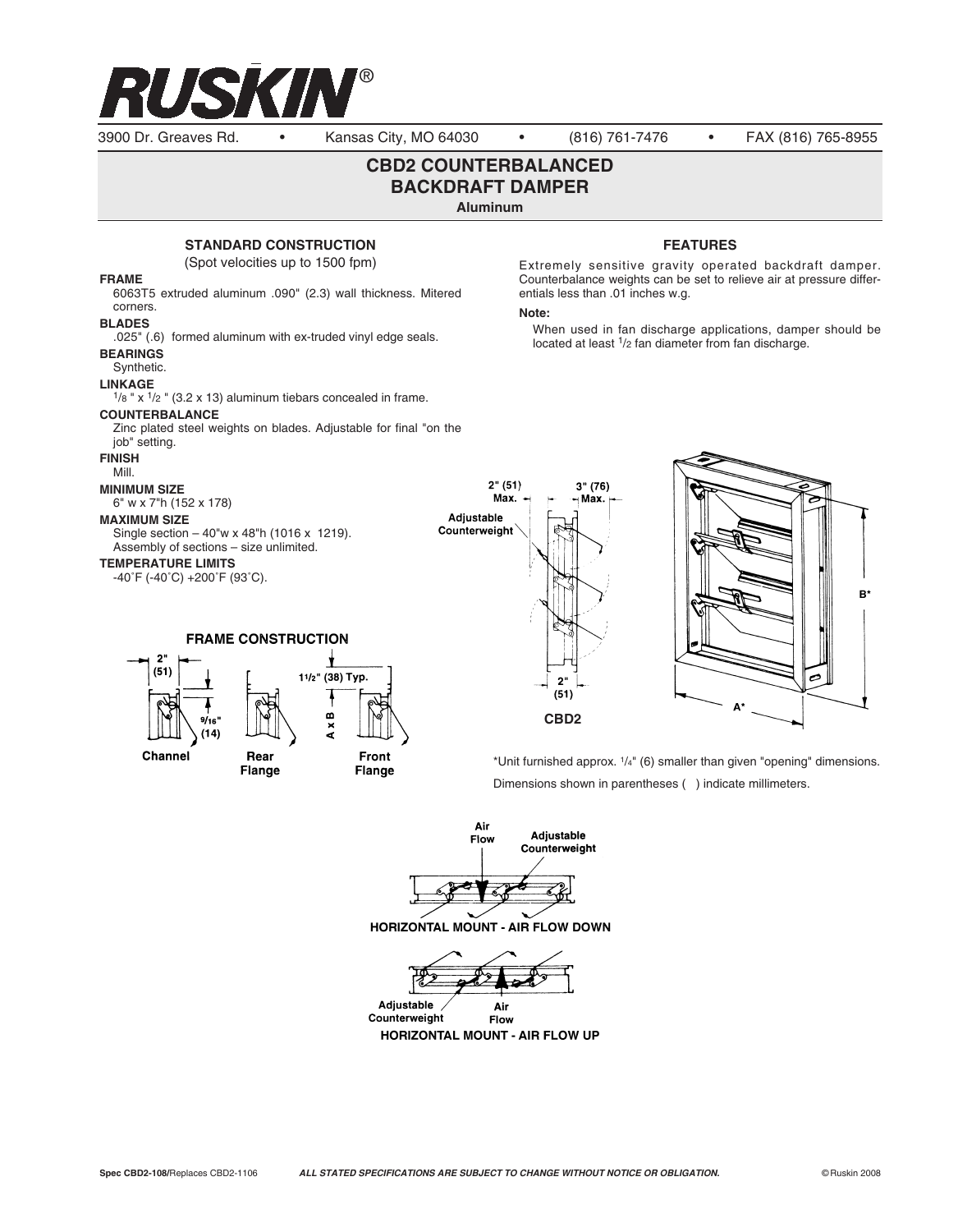RUSKIN®

3900 Dr. Greaves Rd. • Kansas City, MO 64030 • (816) 761-7476 • FAX (816) 765-8955

# CBD2 COUNTERBALANCED BACKDRAFT DAMPER

**Aluminum**

## STANDARD CONSTRUCTION

(Spot velocities up to 1500 fpm)

**FRAME**
6063T5 extruded aluminum .090" (2.3) wall thickness. Mitered corners.

**BLADES**
.025" (.6) formed aluminum with ex-truded vinyl edge seals.

**BEARINGS**
Synthetic.

**LINKAGE**
1/8 " x 1/2 " (3.2 x 13) aluminum tiebars concealed in frame.

**COUNTERBALANCE**
Zinc plated steel weights on blades. Adjustable for final "on the job" setting.

**FINISH**
Mill.

**MINIMUM SIZE**
6" w x 7"h (152 x 178)

**MAXIMUM SIZE**
Single section – 40"w x 48"h (1016 x 1219).
Assembly of sections – size unlimited.

**TEMPERATURE LIMITS**
-40˚F (-40˚C) +200˚F (93˚C).

## FEATURES

Extremely sensitive gravity operated backdraft damper. Counterbalance weights can be set to relieve air at pressure differentials less than .01 inches w.g.

**Note:**

When used in fan discharge applications, damper should be located at least 1/2 fan diameter from fan discharge.

## FRAME CONSTRUCTION

2" (51)

9/16" (14)

1 1/2" (38) Typ.

A x B

Channel

Rear Flange

Front Flange

2" (51) Max.

3" (76) Max.

Adjustable Counterweight

2" (51)

CBD2

B*

A*

*Unit furnished approx. 1/4" (6) smaller than given "opening" dimensions.

Dimensions shown in parentheses ( ) indicate millimeters.

Air Flow

Adjustable Counterweight

HORIZONTAL MOUNT - AIR FLOW DOWN

Adjustable Counterweight

Air Flow

HORIZONTAL MOUNT - AIR FLOW UP

Spec CBD2-108/Replaces CBD2-1106 *ALL STATED SPECIFICATIONS ARE SUBJECT TO CHANGE WITHOUT NOTICE OR OBLIGATION.* © Ruskin 2008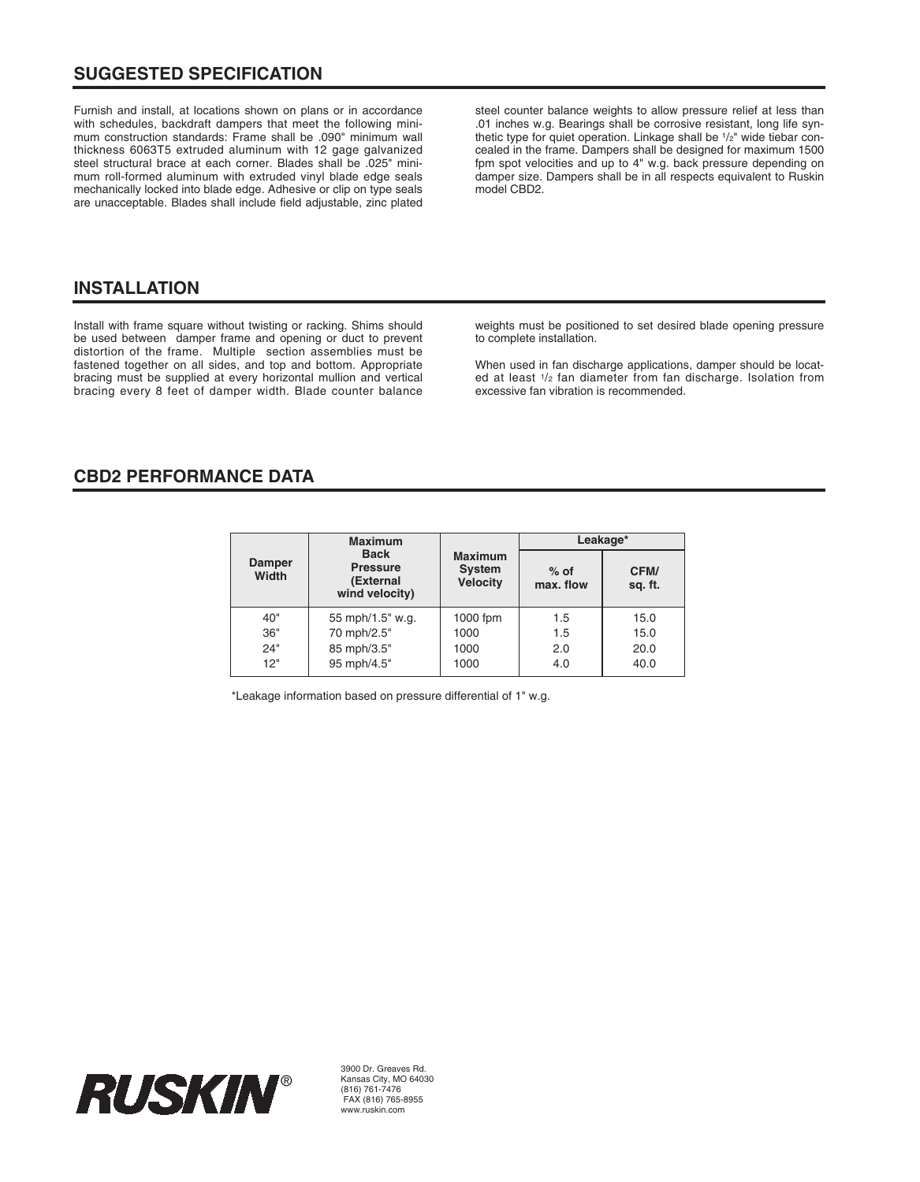## SUGGESTED SPECIFICATION

Furnish and install, at locations shown on plans or in accordance with schedules, backdraft dampers that meet the following minimum construction standards: Frame shall be .090" minimum wall thickness 6063T5 extruded aluminum with 12 gage galvanized steel structural brace at each corner. Blades shall be .025" minimum roll-formed aluminum with extruded vinyl blade edge seals mechanically locked into blade edge. Adhesive or clip on type seals are unacceptable. Blades shall include field adjustable, zinc plated steel counter balance weights to allow pressure relief at less than .01 inches w.g. Bearings shall be corrosive resistant, long life synthetic type for quiet operation. Linkage shall be 1/2" wide tiebar concealed in the frame. Dampers shall be designed for maximum 1500 fpm spot velocities and up to 4" w.g. back pressure depending on damper size. Dampers shall be in all respects equivalent to Ruskin model CBD2.

## INSTALLATION

Install with frame square without twisting or racking. Shims should be used between damper frame and opening or duct to prevent distortion of the frame. Multiple section assemblies must be fastened together on all sides, and top and bottom. Appropriate bracing must be supplied at every horizontal mullion and vertical bracing every 8 feet of damper width. Blade counter balance weights must be positioned to set desired blade opening pressure to complete installation.

When used in fan discharge applications, damper should be located at least 1/2 fan diameter from fan discharge. Isolation from excessive fan vibration is recommended.

## CBD2 PERFORMANCE DATA

| Damper Width | Maximum Back Pressure (External wind velocity) | Maximum System Velocity | Leakage* | |
|---|---|---|---|---|
| | | | % of max. flow | CFM/ sq. ft. |
| 40" | 55 mph/1.5" w.g. | 1000 fpm | 1.5 | 15.0 |
| 36" | 70 mph/2.5" | 1000 | 1.5 | 15.0 |
| 24" | 85 mph/3.5" | 1000 | 2.0 | 20.0 |
| 12" | 95 mph/4.5" | 1000 | 4.0 | 40.0 |

*Leakage information based on pressure differential of 1" w.g.

RUSKIN®

3900 Dr. Greaves Rd.
Kansas City, MO 64030
(816) 761-7476
FAX (816) 765-8955
www.ruskin.com